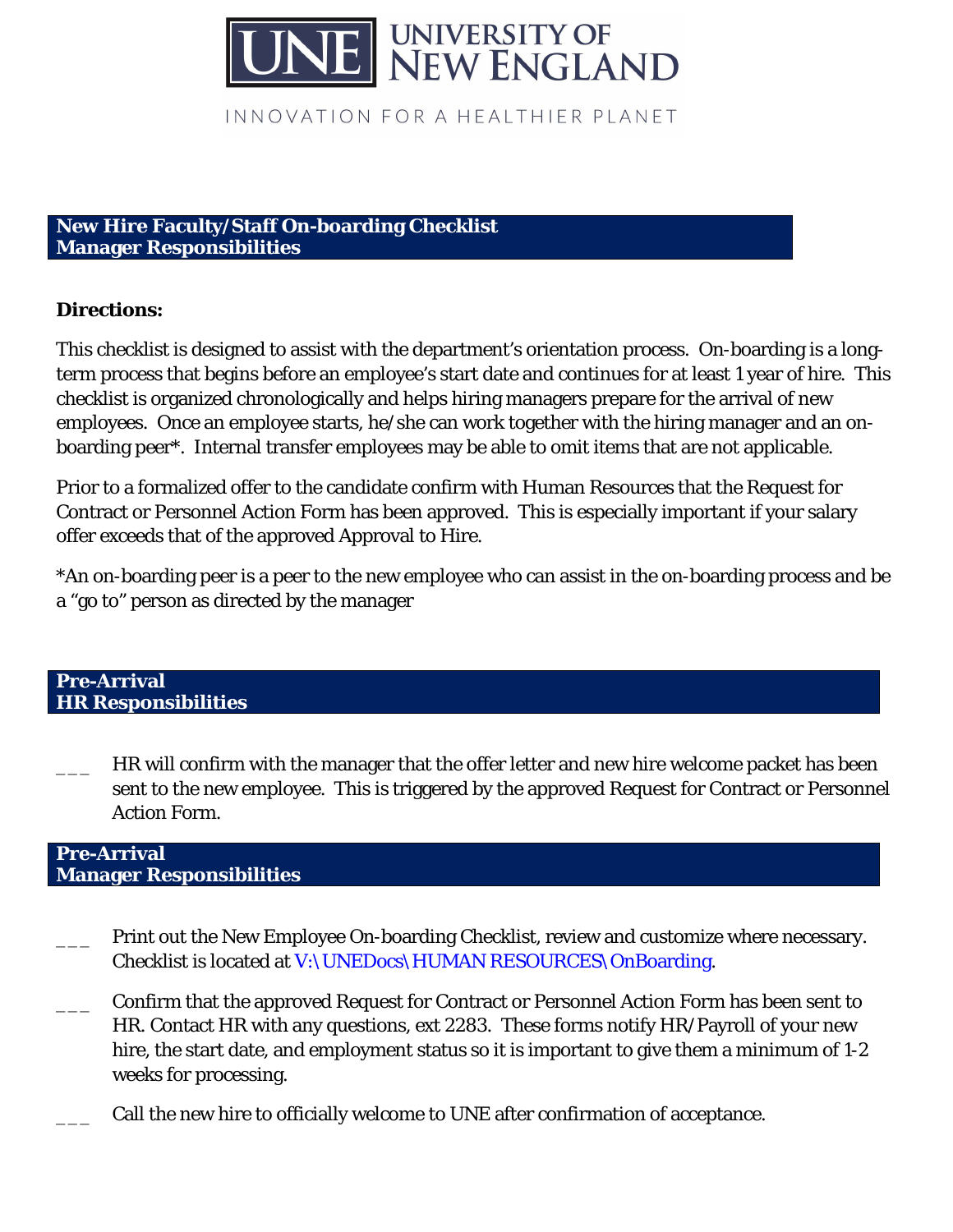UNIVERSITY OF NEW ENGLAND

INNOVATION FOR A HEALTHIER PLANET

## New Hire Faculty/Staff On-boarding Checklist
## Manager Responsibilities

**Directions:**

This checklist is designed to assist with the department's orientation process. On-boarding is a long-term process that begins before an employee's start date and continues for at least 1 year of hire. This checklist is organized chronologically and helps hiring managers prepare for the arrival of new employees. Once an employee starts, he/she can work together with the hiring manager and an on-boarding peer*. Internal transfer employees may be able to omit items that are not applicable.

Prior to a formalized offer to the candidate confirm with Human Resources that the Request for Contract or Personnel Action Form has been approved. This is especially important if your salary offer exceeds that of the approved Approval to Hire.

*An on-boarding peer is a peer to the new employee who can assist in the on-boarding process and be a "go to" person as directed by the manager

## Pre-Arrival
## HR Responsibilities

___ HR will confirm with the manager that the offer letter and new hire welcome packet has been sent to the new employee. This is triggered by the approved Request for Contract or Personnel Action Form.

## Pre-Arrival
## Manager Responsibilities

___ Print out the New Employee On-boarding Checklist, review and customize where necessary. Checklist is located at V:\UNEDocs\HUMAN RESOURCES\OnBoarding.

___ Confirm that the approved Request for Contract or Personnel Action Form has been sent to HR. Contact HR with any questions, ext 2283. These forms notify HR/Payroll of your new hire, the start date, and employment status so it is important to give them a minimum of 1-2 weeks for processing.

___ Call the new hire to officially welcome to UNE after confirmation of acceptance.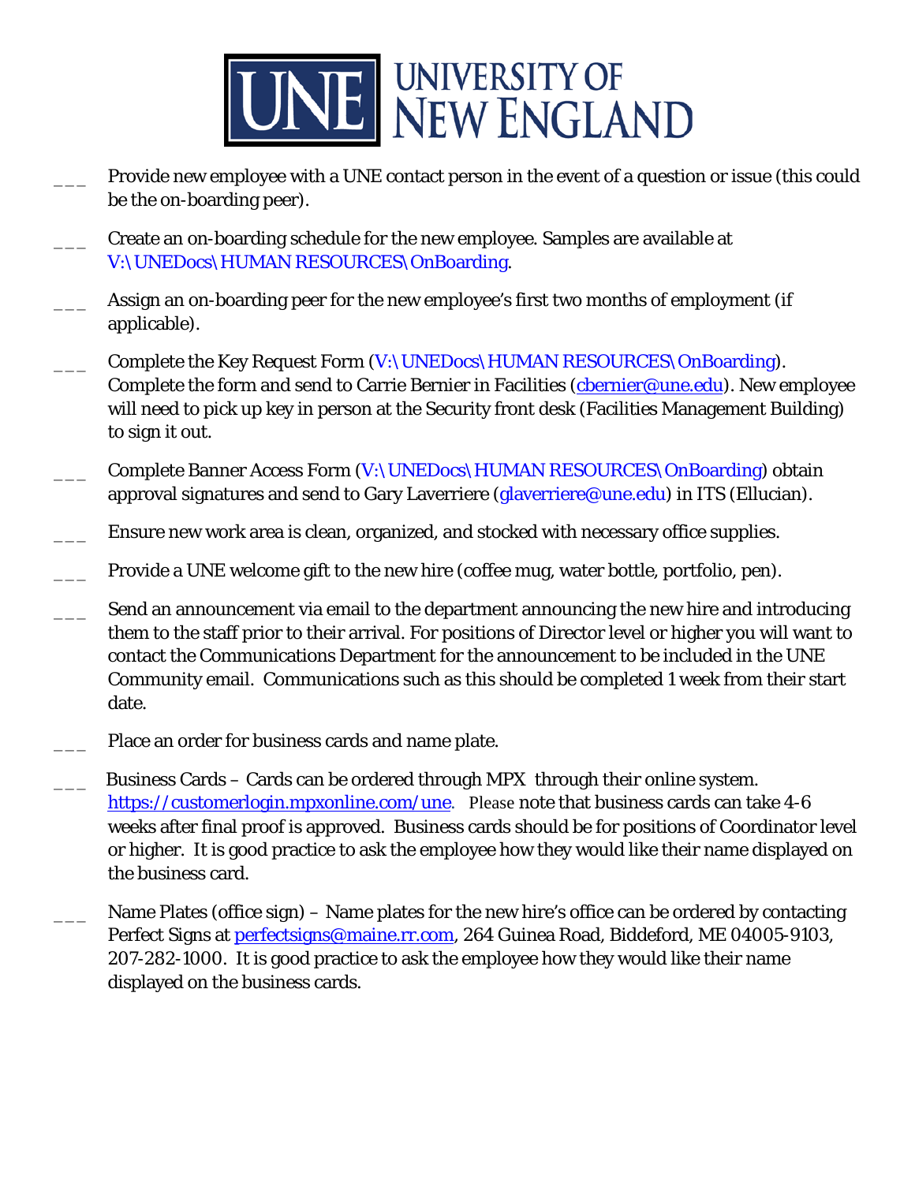___ Provide new employee with a UNE contact person in the event of a question or issue (this could be the on-boarding peer).

___ Create an on-boarding schedule for the new employee. Samples are available at V:\UNEDocs\HUMAN RESOURCES\OnBoarding.

___ Assign an on-boarding peer for the new employee's first two months of employment (if applicable).

___ Complete the Key Request Form (V:\UNEDocs\HUMAN RESOURCES\OnBoarding). Complete the form and send to Carrie Bernier in Facilities (cbernier@une.edu). New employee will need to pick up key in person at the Security front desk (Facilities Management Building) to sign it out.

___ Complete Banner Access Form (V:\UNEDocs\HUMAN RESOURCES\OnBoarding) obtain approval signatures and send to Gary Laverriere (glaverriere@une.edu) in ITS (Ellucian).

___ Ensure new work area is clean, organized, and stocked with necessary office supplies.

___ Provide a UNE welcome gift to the new hire (coffee mug, water bottle, portfolio, pen).

___ Send an announcement via email to the department announcing the new hire and introducing them to the staff prior to their arrival. For positions of Director level or higher you will want to contact the Communications Department for the announcement to be included in the UNE Community email. Communications such as this should be completed 1 week from their start date.

___ Place an order for business cards and name plate.

___ Business Cards – Cards can be ordered through MPX through their online system. https://customerlogin.mpxonline.com/une. Please note that business cards can take 4-6 weeks after final proof is approved. Business cards should be for positions of Coordinator level or higher. It is good practice to ask the employee how they would like their name displayed on the business card.

___ Name Plates (office sign) – Name plates for the new hire's office can be ordered by contacting Perfect Signs at perfectsigns@maine.rr.com, 264 Guinea Road, Biddeford, ME 04005-9103, 207-282-1000. It is good practice to ask the employee how they would like their name displayed on the business cards.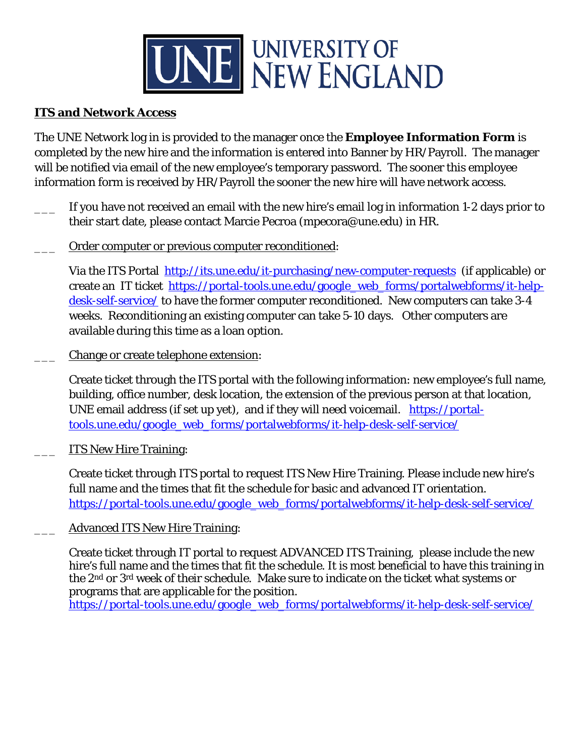# UNIVERSITY OF NEW ENGLAND

**ITS and Network Access**

The UNE Network log in is provided to the manager once the **Employee Information Form** is completed by the new hire and the information is entered into Banner by HR/Payroll. The manager will be notified via email of the new employee's temporary password. The sooner this employee information form is received by HR/Payroll the sooner the new hire will have network access.

___ If you have not received an email with the new hire's email log in information 1-2 days prior to their start date, please contact Marcie Pecroa (mpecora@une.edu) in HR.

___ Order computer or previous computer reconditioned:

Via the ITS Portal [http://its.une.edu/it-purchasing/new-computer-requests](http://its.une.edu/it-purchasing/new-computer-requests) (if applicable) or create an IT ticket [https://portal-tools.une.edu/google_web_forms/portalwebforms/it-help-desk-self-service/](https://portal-tools.une.edu/google_web_forms/portalwebforms/it-help-desk-self-service/) to have the former computer reconditioned. New computers can take 3-4 weeks. Reconditioning an existing computer can take 5-10 days. Other computers are available during this time as a loan option.

___ Change or create telephone extension:

Create ticket through the ITS portal with the following information: new employee's full name, building, office number, desk location, the extension of the previous person at that location, UNE email address (if set up yet), and if they will need voicemail. [https://portal-tools.une.edu/google_web_forms/portalwebforms/it-help-desk-self-service/](https://portal-tools.une.edu/google_web_forms/portalwebforms/it-help-desk-self-service/)

___ ITS New Hire Training:

Create ticket through ITS portal to request ITS New Hire Training. Please include new hire's full name and the times that fit the schedule for basic and advanced IT orientation. [https://portal-tools.une.edu/google_web_forms/portalwebforms/it-help-desk-self-service/](https://portal-tools.une.edu/google_web_forms/portalwebforms/it-help-desk-self-service/)

___ Advanced ITS New Hire Training:

Create ticket through IT portal to request ADVANCED ITS Training, please include the new hire's full name and the times that fit the schedule. It is most beneficial to have this training in the 2nd or 3rd week of their schedule. Make sure to indicate on the ticket what systems or programs that are applicable for the position.
[https://portal-tools.une.edu/google_web_forms/portalwebforms/it-help-desk-self-service/](https://portal-tools.une.edu/google_web_forms/portalwebforms/it-help-desk-self-service/)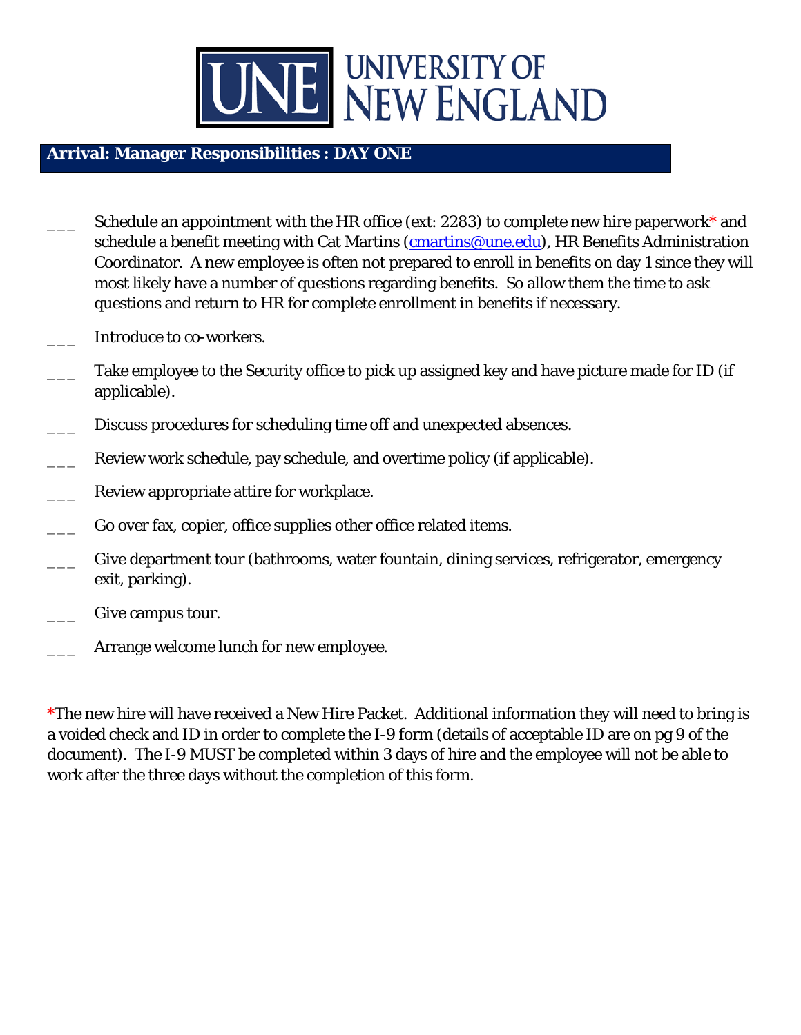# UNIVERSITY OF NEW ENGLAND

## Arrival: Manager Responsibilities : DAY ONE

___ Schedule an appointment with the HR office (ext: 2283) to complete new hire paperwork* and schedule a benefit meeting with Cat Martins (cmartins@une.edu), HR Benefits Administration Coordinator. A new employee is often not prepared to enroll in benefits on day 1 since they will most likely have a number of questions regarding benefits. So allow them the time to ask questions and return to HR for complete enrollment in benefits if necessary.

___ Introduce to co-workers.

___ Take employee to the Security office to pick up assigned key and have picture made for ID (if applicable).

___ Discuss procedures for scheduling time off and unexpected absences.

___ Review work schedule, pay schedule, and overtime policy (if applicable).

___ Review appropriate attire for workplace.

___ Go over fax, copier, office supplies other office related items.

___ Give department tour (bathrooms, water fountain, dining services, refrigerator, emergency exit, parking).

___ Give campus tour.

___ Arrange welcome lunch for new employee.

*The new hire will have received a New Hire Packet. Additional information they will need to bring is a voided check and ID in order to complete the I-9 form (details of acceptable ID are on pg 9 of the document). The I-9 MUST be completed within 3 days of hire and the employee will not be able to work after the three days without the completion of this form.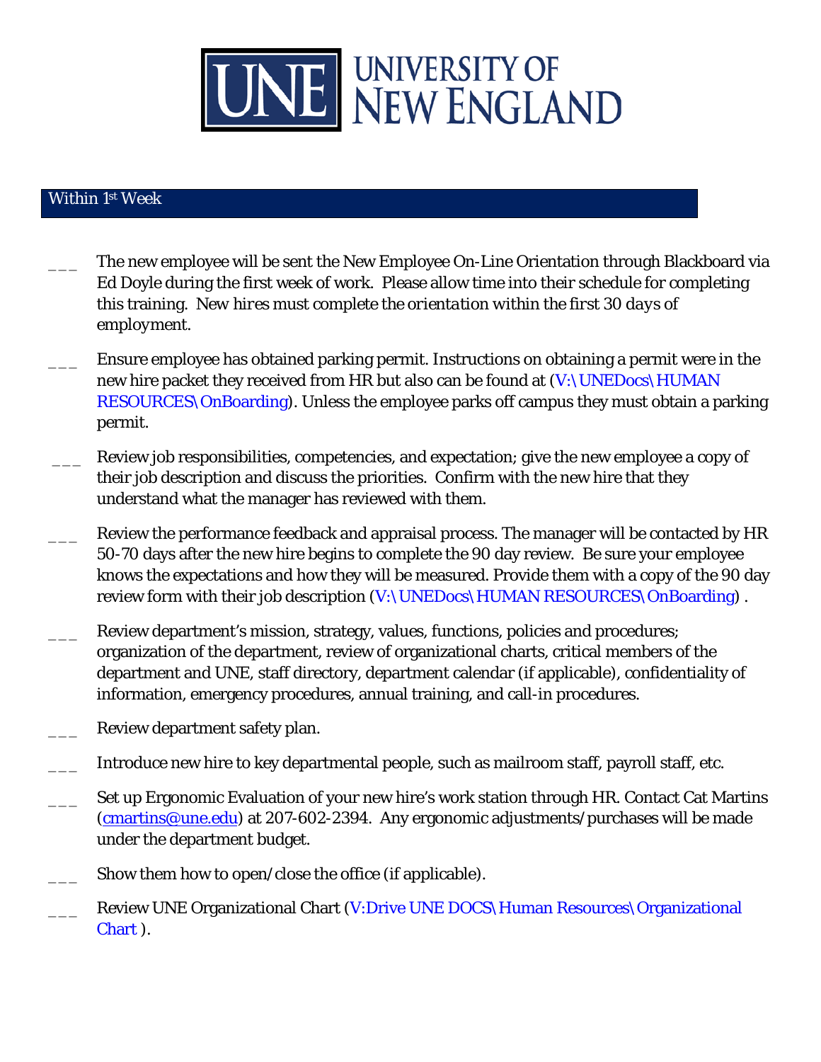## Within 1st Week

- ___ The new employee will be sent the New Employee On-Line Orientation through Blackboard via Ed Doyle during the first week of work. Please allow time into their schedule for completing this training. *New hires must complete the orientation within the first 30 days of employment.*

- ___ Ensure employee has obtained parking permit. Instructions on obtaining a permit were in the new hire packet they received from HR but also can be found at (V:\UNEDocs\HUMAN RESOURCES\OnBoarding). Unless the employee parks off campus they must obtain a parking permit.

- ___ Review job responsibilities, competencies, and expectation; give the new employee a copy of their job description and discuss the priorities. Confirm with the new hire that they understand what the manager has reviewed with them.

- ___ Review the performance feedback and appraisal process. The manager will be contacted by HR 50-70 days after the new hire begins to complete the 90 day review. Be sure your employee knows the expectations and how they will be measured. Provide them with a copy of the 90 day review form with their job description (V:\UNEDocs\HUMAN RESOURCES\OnBoarding) .

- ___ Review department's mission, strategy, values, functions, policies and procedures; organization of the department, review of organizational charts, critical members of the department and UNE, staff directory, department calendar (if applicable), confidentiality of information, emergency procedures, annual training, and call-in procedures.

- ___ Review department safety plan.

- ___ Introduce new hire to key departmental people, such as mailroom staff, payroll staff, etc.

- ___ Set up Ergonomic Evaluation of your new hire's work station through HR. Contact Cat Martins (cmartins@une.edu) at 207-602-2394. Any ergonomic adjustments/purchases will be made under the department budget.

- ___ Show them how to open/close the office (if applicable).

- ___ Review UNE Organizational Chart (V:Drive UNE DOCS\Human Resources\Organizational Chart ).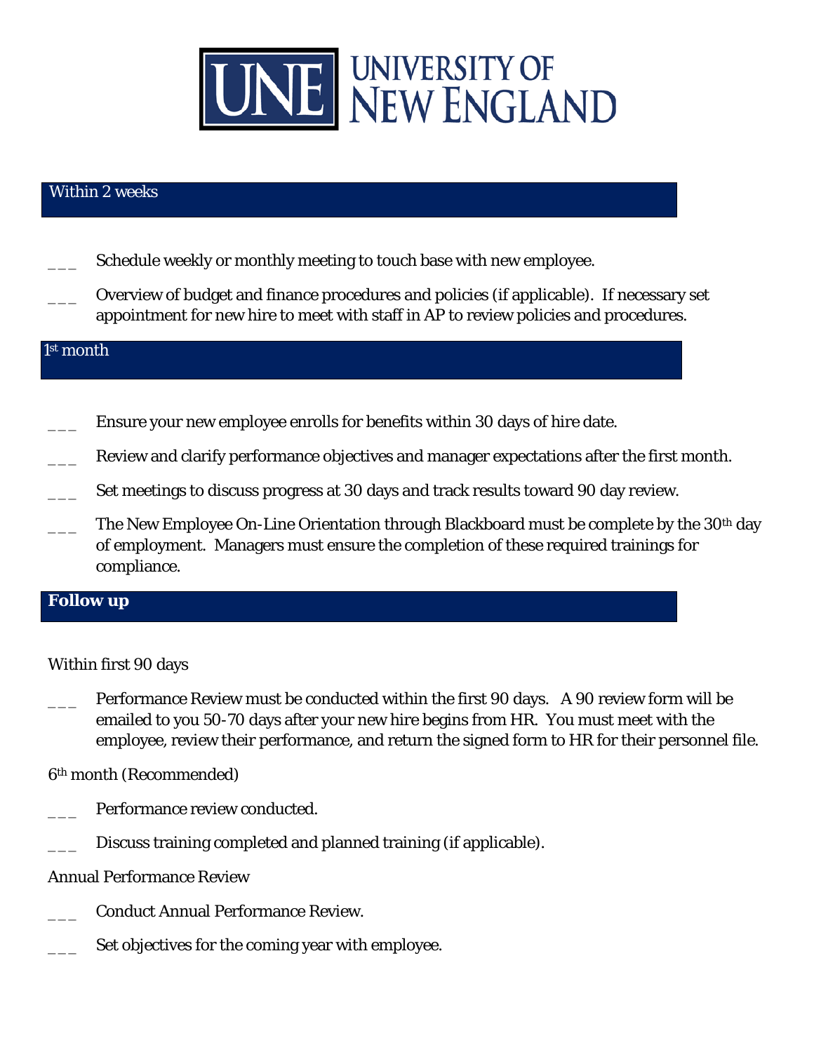# UNIVERSITY OF NEW ENGLAND

## Within 2 weeks

___ Schedule weekly or monthly meeting to touch base with new employee.

___ Overview of budget and finance procedures and policies (if applicable). If necessary set appointment for new hire to meet with staff in AP to review policies and procedures.

## 1st month

___ Ensure your new employee enrolls for benefits within 30 days of hire date.

___ Review and clarify performance objectives and manager expectations after the first month.

___ Set meetings to discuss progress at 30 days and track results toward 90 day review.

___ The New Employee On-Line Orientation through Blackboard must be complete by the 30th day of employment. Managers must ensure the completion of these required trainings for compliance.

## **Follow up**

Within first 90 days

___ Performance Review must be conducted within the first 90 days. A 90 review form will be emailed to you 50-70 days after your new hire begins from HR. You must meet with the employee, review their performance, and return the signed form to HR for their personnel file.

6th month (Recommended)

___ Performance review conducted.

___ Discuss training completed and planned training (if applicable).

Annual Performance Review

___ Conduct Annual Performance Review.

___ Set objectives for the coming year with employee.